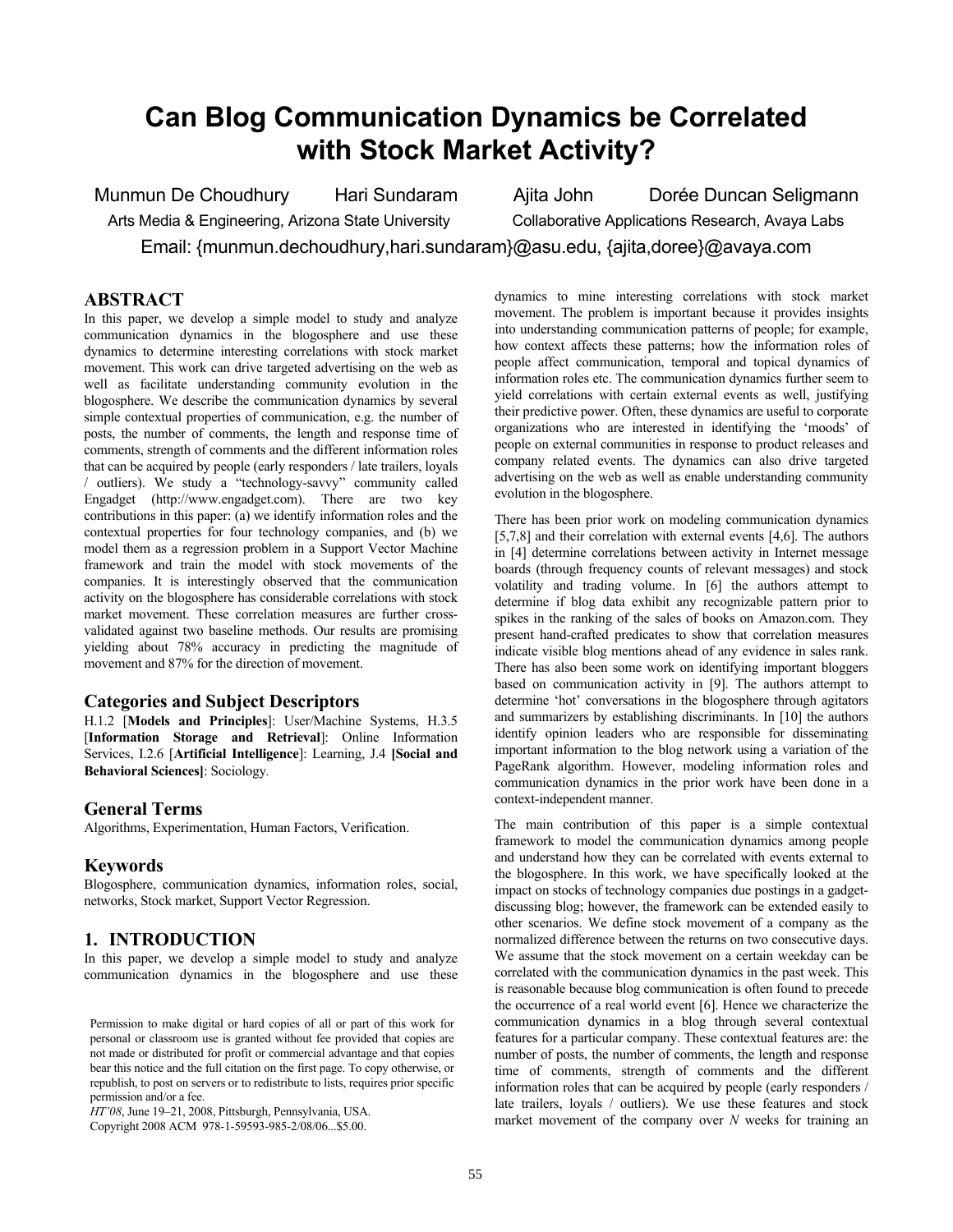# Can Blog Communication Dynamics be Correlated with Stock Market Activity?

Munmun De Choudhury  Hari Sundaram  Ajita John  Dorée Duncan Seligmann

Arts Media & Engineering, Arizona State University  Collaborative Applications Research, Avaya Labs

Email: {munmun.dechoudhury,hari.sundaram}@asu.edu, {ajita,doree}@avaya.com

## ABSTRACT

In this paper, we develop a simple model to study and analyze communication dynamics in the blogosphere and use these dynamics to determine interesting correlations with stock market movement. This work can drive targeted advertising on the web as well as facilitate understanding community evolution in the blogosphere. We describe the communication dynamics by several simple contextual properties of communication, e.g. the number of posts, the number of comments, the length and response time of comments, strength of comments and the different information roles that can be acquired by people (early responders / late trailers, loyals / outliers). We study a "technology-savvy" community called Engadget (http://www.engadget.com). There are two key contributions in this paper: (a) we identify information roles and the contextual properties for four technology companies, and (b) we model them as a regression problem in a Support Vector Machine framework and train the model with stock movements of the companies. It is interestingly observed that the communication activity on the blogosphere has considerable correlations with stock market movement. These correlation measures are further cross-validated against two baseline methods. Our results are promising yielding about 78% accuracy in predicting the magnitude of movement and 87% for the direction of movement.

### Categories and Subject Descriptors

H.1.2 [**Models and Principles**]: User/Machine Systems, H.3.5 [**Information Storage and Retrieval**]: Online Information Services, I.2.6 [**Artificial Intelligence**]: Learning, J.4 **[Social and Behavioral Sciences]**: Sociology.

### General Terms

Algorithms, Experimentation, Human Factors, Verification.

### Keywords

Blogosphere, communication dynamics, information roles, social, networks, Stock market, Support Vector Regression.

## 1. INTRODUCTION

In this paper, we develop a simple model to study and analyze communication dynamics in the blogosphere and use these dynamics to mine interesting correlations with stock market movement. The problem is important because it provides insights into understanding communication patterns of people; for example, how context affects these patterns; how the information roles of people affect communication, temporal and topical dynamics of information roles etc. The communication dynamics further seem to yield correlations with certain external events as well, justifying their predictive power. Often, these dynamics are useful to corporate organizations who are interested in identifying the 'moods' of people on external communities in response to product releases and company related events. The dynamics can also drive targeted advertising on the web as well as enable understanding community evolution in the blogosphere.

There has been prior work on modeling communication dynamics [5,7,8] and their correlation with external events [4,6]. The authors in [4] determine correlations between activity in Internet message boards (through frequency counts of relevant messages) and stock volatility and trading volume. In [6] the authors attempt to determine if blog data exhibit any recognizable pattern prior to spikes in the ranking of the sales of books on Amazon.com. They present hand-crafted predicates to show that correlation measures indicate visible blog mentions ahead of any evidence in sales rank. There has also been some work on identifying important bloggers based on communication activity in [9]. The authors attempt to determine 'hot' conversations in the blogosphere through agitators and summarizers by establishing discriminants. In [10] the authors identify opinion leaders who are responsible for disseminating important information to the blog network using a variation of the PageRank algorithm. However, modeling information roles and communication dynamics in the prior work have been done in a context-independent manner.

The main contribution of this paper is a simple contextual framework to model the communication dynamics among people and understand how they can be correlated with events external to the blogosphere. In this work, we have specifically looked at the impact on stocks of technology companies due postings in a gadget-discussing blog; however, the framework can be extended easily to other scenarios. We define stock movement of a company as the normalized difference between the returns on two consecutive days. We assume that the stock movement on a certain weekday can be correlated with the communication dynamics in the past week. This is reasonable because blog communication is often found to precede the occurrence of a real world event [6]. Hence we characterize the communication dynamics in a blog through several contextual features for a particular company. These contextual features are: the number of posts, the number of comments, the length and response time of comments, strength of comments and the different information roles that can be acquired by people (early responders / late trailers, loyals / outliers). We use these features and stock market movement of the company over *N* weeks for training an

Permission to make digital or hard copies of all or part of this work for personal or classroom use is granted without fee provided that copies are not made or distributed for profit or commercial advantage and that copies bear this notice and the full citation on the first page. To copy otherwise, or republish, to post on servers or to redistribute to lists, requires prior specific permission and/or a fee.
*HT'08*, June 19–21, 2008, Pittsburgh, Pennsylvania, USA.
Copyright 2008 ACM 978-1-59593-985-2/08/06...$5.00.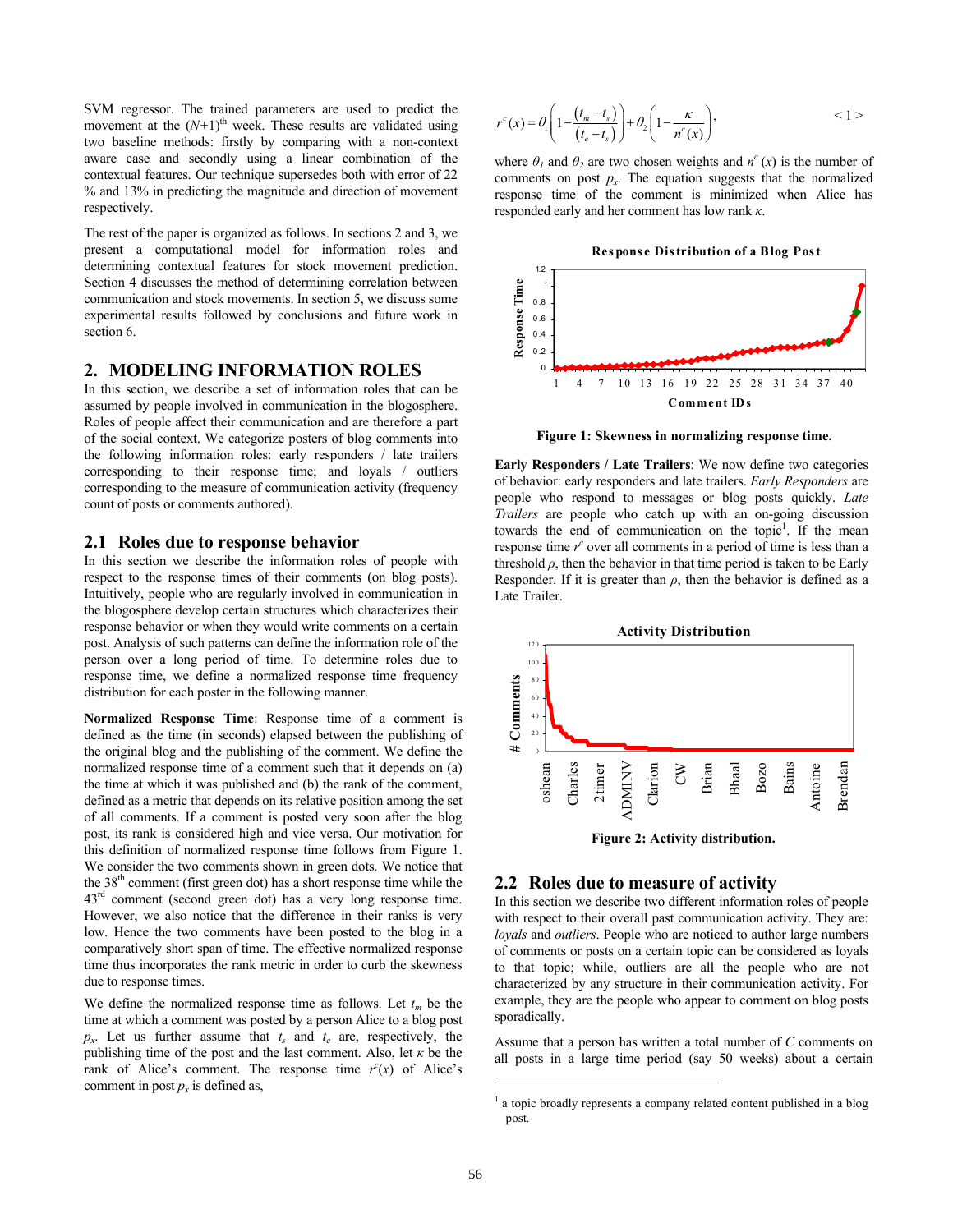SVM regressor. The trained parameters are used to predict the movement at the $(N+1)^{th}$ week. These results are validated using two baseline methods: firstly by comparing with a non-context aware case and secondly using a linear combination of the contextual features. Our technique supersedes both with error of 22 % and 13% in predicting the magnitude and direction of movement respectively.

The rest of the paper is organized as follows. In sections 2 and 3, we present a computational model for information roles and determining contextual features for stock movement prediction. Section 4 discusses the method of determining correlation between communication and stock movements. In section 5, we discuss some experimental results followed by conclusions and future work in section 6.

## 2. MODELING INFORMATION ROLES

In this section, we describe a set of information roles that can be assumed by people involved in communication in the blogosphere. Roles of people affect their communication and are therefore a part of the social context. We categorize posters of blog comments into the following information roles: early responders / late trailers corresponding to their response time; and loyals / outliers corresponding to the measure of communication activity (frequency count of posts or comments authored).

### 2.1 Roles due to response behavior

In this section we describe the information roles of people with respect to the response times of their comments (on blog posts). Intuitively, people who are regularly involved in communication in the blogosphere develop certain structures which characterizes their response behavior or when they would write comments on a certain post. Analysis of such patterns can define the information role of the person over a long period of time. To determine roles due to response time, we define a normalized response time frequency distribution for each poster in the following manner.

**Normalized Response Time**: Response time of a comment is defined as the time (in seconds) elapsed between the publishing of the original blog and the publishing of the comment. We define the normalized response time of a comment such that it depends on (a) the time at which it was published and (b) the rank of the comment, defined as a metric that depends on its relative position among the set of all comments. If a comment is posted very soon after the blog post, its rank is considered high and vice versa. Our motivation for this definition of normalized response time follows from Figure 1. We consider the two comments shown in green dots. We notice that the $38^{th}$ comment (first green dot) has a short response time while the $43^{rd}$ comment (second green dot) has a very long response time. However, we also notice that the difference in their ranks is very low. Hence the two comments have been posted to the blog in a comparatively short span of time. The effective normalized response time thus incorporates the rank metric in order to curb the skewness due to response times.

We define the normalized response time as follows. Let $t_m$ be the time at which a comment was posted by a person Alice to a blog post $p_x$. Let us further assume that $t_s$ and $t_e$ are, respectively, the publishing time of the post and the last comment. Also, let $\kappa$ be the rank of Alice's comment. The response time $r^c(x)$ of Alice's comment in post $p_x$ is defined as,

$$r^c(x) = \theta_1\left(1 - \frac{(t_m - t_s)}{(t_e - t_s)}\right) + \theta_2\left(1 - \frac{\kappa}{n^c(x)}\right), \quad <1>$$

where $\theta_1$ and $\theta_2$ are two chosen weights and $n^c(x)$ is the number of comments on post $p_x$. The equation suggests that the normalized response time of the comment is minimized when Alice has responded early and her comment has low rank $\kappa$.

Response Distribution of a Blog Post

Response Time

1.2
1
0.8
0.6
0.4
0.2
0

1 4 7 10 13 16 19 22 25 28 31 34 37 40

Comment IDs

**Figure 1: Skewness in normalizing response time.**

**Early Responders / Late Trailers**: We now define two categories of behavior: early responders and late trailers. *Early Responders* are people who respond to messages or blog posts quickly. *Late Trailers* are people who catch up with an on-going discussion towards the end of communication on the topic[1]. If the mean response time $r^c$ over all comments in a period of time is less than a threshold $\rho$, then the behavior in that time period is taken to be Early Responder. If it is greater than $\rho$, then the behavior is defined as a Late Trailer.

Activity Distribution

# Comments

120
100
80
60
40
20
0

oshean Charles 2timer ADMINV Clarion CW Brian Bhaal Bozo Bains Antoine Brendan

**Figure 2: Activity distribution.**

### 2.2 Roles due to measure of activity

In this section we describe two different information roles of people with respect to their overall past communication activity. They are: *loyals* and *outliers*. People who are noticed to author large numbers of comments or posts on a certain topic can be considered as loyals to that topic; while, outliers are all the people who are not characterized by any structure in their communication activity. For example, they are the people who appear to comment on blog posts sporadically.

Assume that a person has written a total number of $C$ comments on all posts in a large time period (say 50 weeks) about a certain

[1] a topic broadly represents a company related content published in a blog post.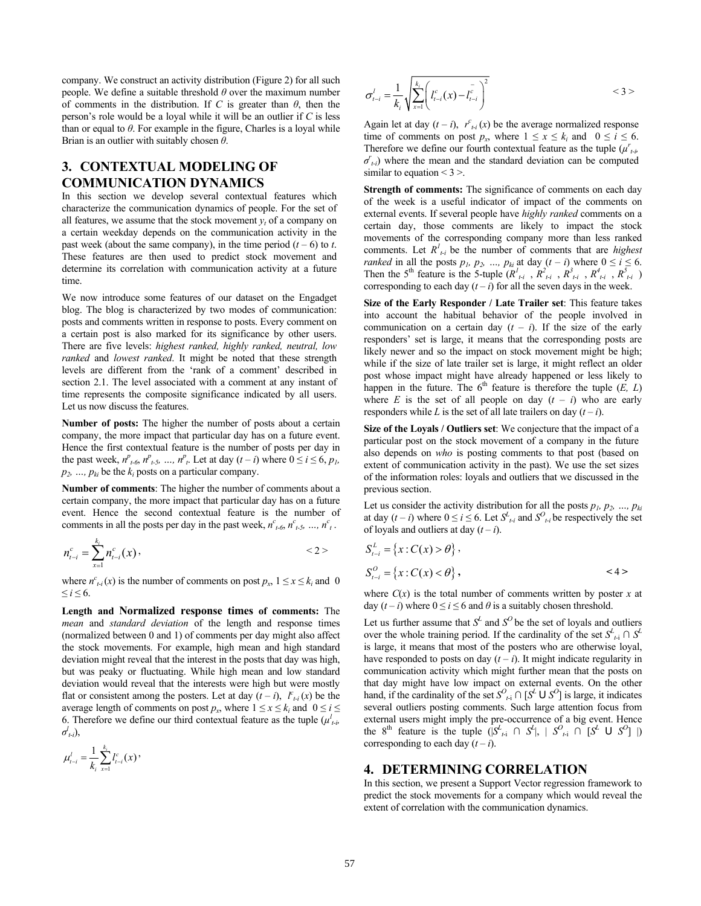company. We construct an activity distribution (Figure 2) for all such people. We define a suitable threshold $\theta$ over the maximum number of comments in the distribution. If $C$ is greater than $\theta$, then the person's role would be a loyal while it will be an outlier if $C$ is less than or equal to $\theta$. For example in the figure, Charles is a loyal while Brian is an outlier with suitably chosen $\theta$.

## 3. CONTEXTUAL MODELING OF COMMUNICATION DYNAMICS

In this section we develop several contextual features which characterize the communication dynamics of people. For the set of all features, we assume that the stock movement $y_t$ of a company on a certain weekday depends on the communication activity in the past week (about the same company), in the time period $(t - 6)$ to $t$. These features are then used to predict stock movement and determine its correlation with communication activity at a future time.

We now introduce some features of our dataset on the Engadget blog. The blog is characterized by two modes of communication: posts and comments written in response to posts. Every comment on a certain post is also marked for its significance by other users. There are five levels: *highest ranked, highly ranked, neutral, low ranked* and *lowest ranked*. It might be noted that these strength levels are different from the 'rank of a comment' described in section 2.1. The level associated with a comment at any instant of time represents the composite significance indicated by all users. Let us now discuss the features.

**Number of posts:** The higher the number of posts about a certain company, the more impact that particular day has on a future event. Hence the first contextual feature is the number of posts per day in the past week, $n^p_{t-6}, n^p_{t-5}, \ldots, n^p_t$. Let at day $(t - i)$ where $0 \le i \le 6$, $p_1, p_2, \ldots, p_{ki}$ be the $k_i$ posts on a particular company.

**Number of comments**: The higher the number of comments about a certain company, the more impact that particular day has on a future event. Hence the second contextual feature is the number of comments in all the posts per day in the past week, $n^c_{t-6}, n^c_{t-5}, \ldots, n^c_t$.

$$n^c_{t-i} = \sum_{x=1}^{k_i} n^c_{t-i}(x), \qquad \langle 2 \rangle$$

where $n^c_{t-i}(x)$ is the number of comments on post $p_x$, $1 \le x \le k_i$ and $0 \le i \le 6$.

**Length and Normalized response times of comments:** The *mean* and *standard deviation* of the length and response times (normalized between 0 and 1) of comments per day might also affect the stock movements. For example, high mean and high standard deviation might reveal that the interest in the posts that day was high, but was peaky or fluctuating. While high mean and low standard deviation would reveal that the interests were high but were mostly flat or consistent among the posters. Let at day $(t - i)$, $l^c_{t-i}(x)$ be the average length of comments on post $p_x$, where $1 \le x \le k_i$ and $0 \le i \le 6$. Therefore we define our third contextual feature as the tuple $(\mu^l_{t-i}, \sigma^l_{t-i})$,

$$\mu^l_{t-i} = \frac{1}{k_i}\sum_{x=1}^{k_i} l^c_{t-i}(x),$$

$$\sigma^l_{t-i} = \frac{1}{k_i}\sqrt{\sum_{x=1}^{k_i}\left(l^c_{t-i}(x) - \bar{l}^c_{t-i}\right)^2} \qquad \langle 3 \rangle$$

Again let at day $(t - i)$, $r^c_{t-i}(x)$ be the average normalized response time of comments on post $p_x$, where $1 \le x \le k_i$ and $0 \le i \le 6$. Therefore we define our fourth contextual feature as the tuple $(\mu^r_{t-i}, \sigma^r_{t-i})$ where the mean and the standard deviation can be computed similar to equation < 3 >.

**Strength of comments:** The significance of comments on each day of the week is a useful indicator of impact of the comments on external events. If several people have *highly ranked* comments on a certain day, those comments are likely to impact the stock movements of the corresponding company more than less ranked comments. Let $R^1_{t-i}$ be the number of comments that are *highest ranked* in all the posts $p_1, p_2, \ldots, p_{ki}$ at day $(t - i)$ where $0 \le i \le 6$. Then the 5th feature is the 5-tuple $(R^1_{t-i}, R^2_{t-i}, R^3_{t-i}, R^4_{t-i}, R^5_{t-i})$ corresponding to each day $(t - i)$ for all the seven days in the week.

**Size of the Early Responder / Late Trailer set**: This feature takes into account the habitual behavior of the people involved in communication on a certain day $(t - i)$. If the size of the early responders' set is large, it means that the corresponding posts are likely newer and so the impact on stock movement might be high; while if the size of late trailer set is large, it might reflect an older post whose impact might have already happened or less likely to happen in the future. The 6th feature is therefore the tuple $(E, L)$ where $E$ is the set of all people on day $(t - i)$ who are early responders while $L$ is the set of all late trailers on day $(t - i)$.

**Size of the Loyals / Outliers set**: We conjecture that the impact of a particular post on the stock movement of a company in the future also depends on *who* is posting comments to that post (based on extent of communication activity in the past). We use the set sizes of the information roles: loyals and outliers that we discussed in the previous section.

Let us consider the activity distribution for all the posts $p_1, p_2, \ldots, p_{ki}$ at day $(t - i)$ where $0 \le i \le 6$. Let $S^L_{t-i}$ and $S^O_{t-i}$ be respectively the set of loyals and outliers at day $(t - i)$.

$$S^L_{t-i} = \{x : C(x) > \theta\},$$
$$S^O_{t-i} = \{x : C(x) < \theta\}, \qquad \langle 4 \rangle$$

where $C(x)$ is the total number of comments written by poster $x$ at day $(t - i)$ where $0 \le i \le 6$ and $\theta$ is a suitably chosen threshold.

Let us further assume that $S^L$ and $S^O$ be the set of loyals and outliers over the whole training period. If the cardinality of the set $S^L_{t-i} \cap S^L$ is large, it means that most of the posters who are otherwise loyal, have responded to posts on day $(t - i)$. It might indicate regularity in communication activity which might further mean that the posts on that day might have low impact on external events. On the other hand, if the cardinality of the set $S^O_{t-i} \cap [S^L \cup S^O]$ is large, it indicates several outliers posting comments. Such large attention focus from external users might imply the pre-occurrence of a big event. Hence the 8th feature is the tuple $(|S^L_{t-i} \cap S^L|, |S^O_{t-i} \cap [S^L \cup S^O]|)$ corresponding to each day $(t - i)$.

## 4. DETERMINING CORRELATION

In this section, we present a Support Vector regression framework to predict the stock movements for a company which would reveal the extent of correlation with the communication dynamics.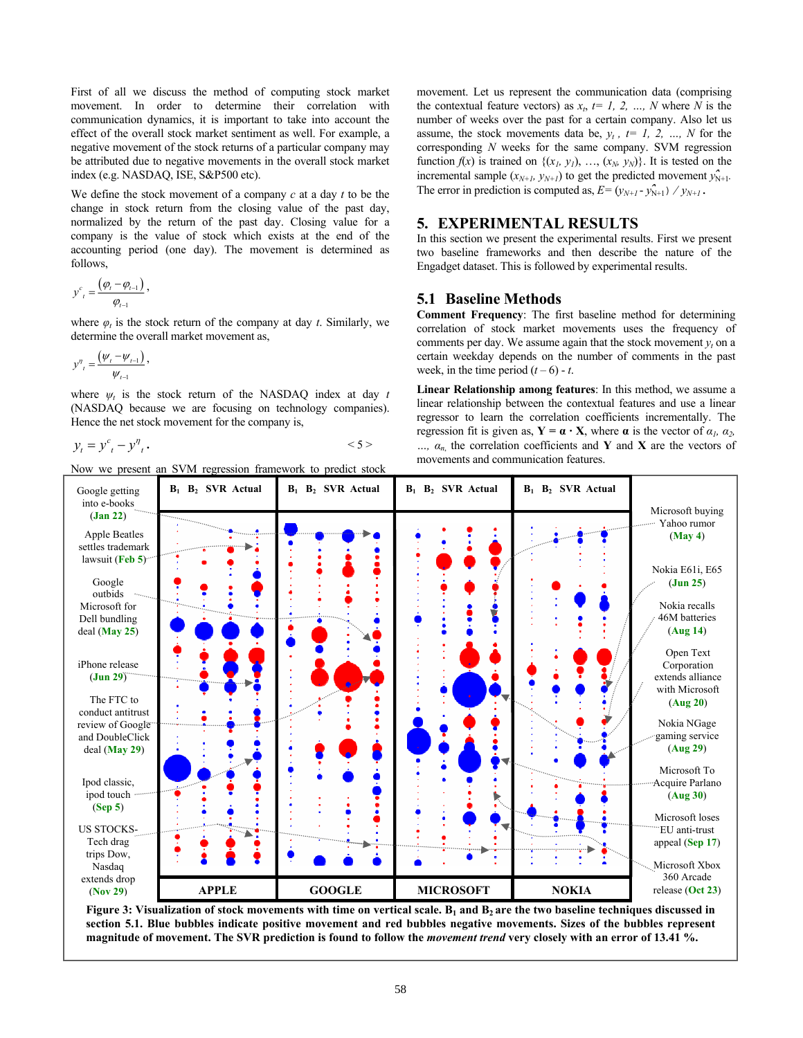First of all we discuss the method of computing stock market movement. In order to determine their correlation with communication dynamics, it is important to take into account the effect of the overall stock market sentiment as well. For example, a negative movement of the stock returns of a particular company may be attributed due to negative movements in the overall stock market index (e.g. NASDAQ, ISE, S&P500 etc).

We define the stock movement of a company $c$ at a day $t$ to be the change in stock return from the closing value of the past day, normalized by the return of the past day. Closing value for a company is the value of stock which exists at the end of the accounting period (one day). The movement is determined as follows,

$$y^c_t = \frac{(\varphi_t - \varphi_{t-1})}{\varphi_{t-1}},$$

where $\varphi_t$ is the stock return of the company at day $t$. Similarly, we determine the overall market movement as,

$$y^\eta_t = \frac{(\psi_t - \psi_{t-1})}{\psi_{t-1}},$$

where $\psi_t$ is the stock return of the NASDAQ index at day $t$ (NASDAQ because we are focusing on technology companies). Hence the net stock movement for the company is,

$$y_t = y^c_t - y^\eta_t. \qquad <5>$$

Now we present an SVM regression framework to predict stock movement. Let us represent the communication data (comprising the contextual feature vectors) as $x_t$, $t = 1, 2, \ldots, N$ where $N$ is the number of weeks over the past for a certain company. Also let us assume, the stock movements data be, $y_t$, $t = 1, 2, \ldots, N$ for the corresponding $N$ weeks for the same company. SVM regression function $f(x)$ is trained on $\{(x_1, y_1), \ldots, (x_N, y_N)\}$. It is tested on the incremental sample $(x_{N+1}, y_{N+1})$ to get the predicted movement $\hat{y}_{N+1}$. The error in prediction is computed as, $E = (y_{N+1} - \hat{y}_{N+1}) / y_{N+1}$.

## 5. EXPERIMENTAL RESULTS

In this section we present the experimental results. First we present two baseline frameworks and then describe the nature of the Engadget dataset. This is followed by experimental results.

### 5.1 Baseline Methods

**Comment Frequency**: The first baseline method for determining correlation of stock market movements uses the frequency of comments per day. We assume again that the stock movement $y_t$ on a certain weekday depends on the number of comments in the past week, in the time period $(t - 6)$ - $t$.

**Linear Relationship among features**: In this method, we assume a linear relationship between the contextual features and use a linear regressor to learn the correlation coefficients incrementally. The regression fit is given as, $\mathbf{Y} = \boldsymbol{\alpha} \cdot \mathbf{X}$, where $\boldsymbol{\alpha}$ is the vector of $\alpha_1, \alpha_2, \ldots, \alpha_n$, the correlation coefficients and $\mathbf{Y}$ and $\mathbf{X}$ are the vectors of movements and communication features.

**Figure 3: Visualization of stock movements with time on vertical scale. $B_1$ and $B_2$ are the two baseline techniques discussed in section 5.1. Blue bubbles indicate positive movement and red bubbles negative movements. Sizes of the bubbles represent magnitude of movement. The SVR prediction is found to follow the *movement trend* very closely with an error of 13.41 %.**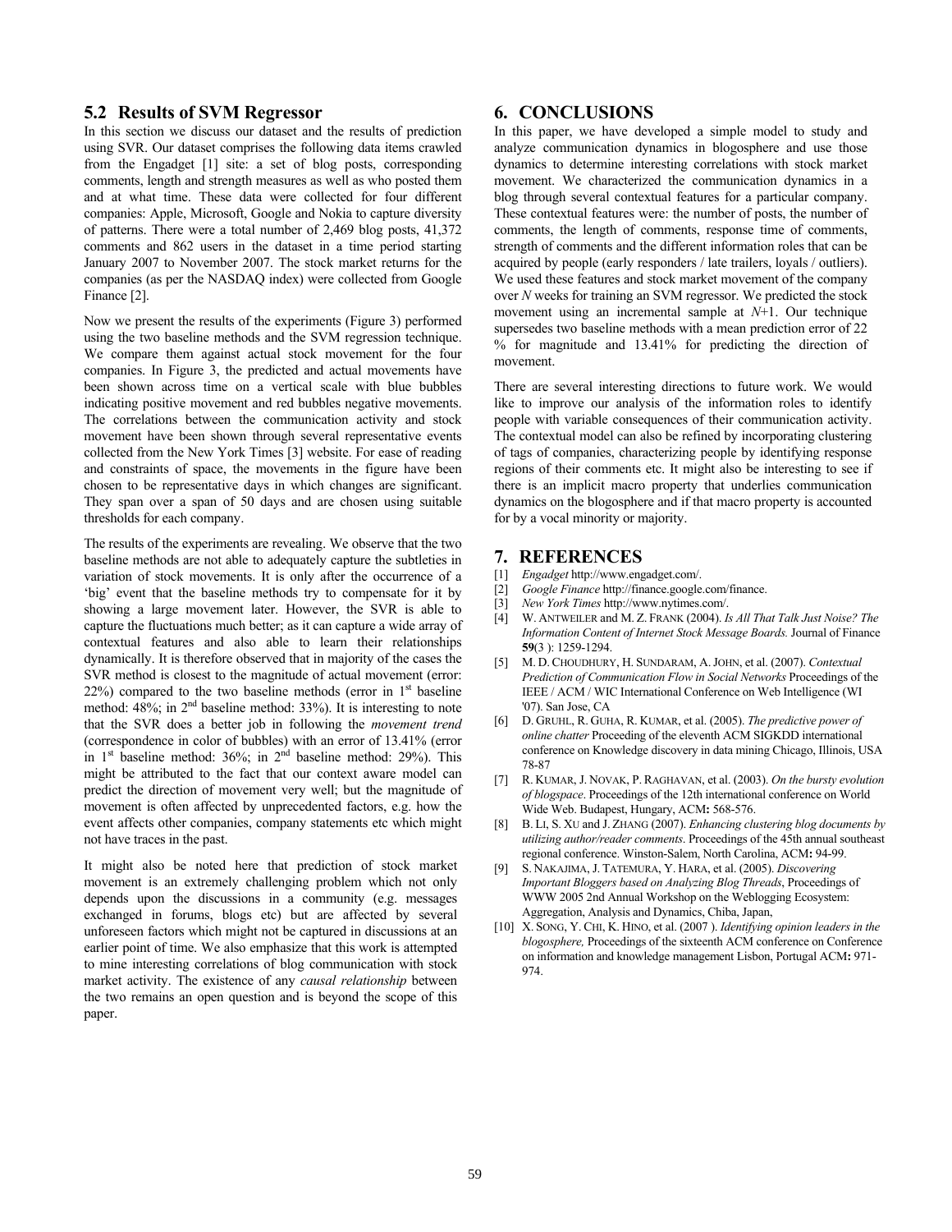## 5.2 Results of SVM Regressor

In this section we discuss our dataset and the results of prediction using SVR. Our dataset comprises the following data items crawled from the Engadget [1] site: a set of blog posts, corresponding comments, length and strength measures as well as who posted them and at what time. These data were collected for four different companies: Apple, Microsoft, Google and Nokia to capture diversity of patterns. There were a total number of 2,469 blog posts, 41,372 comments and 862 users in the dataset in a time period starting January 2007 to November 2007. The stock market returns for the companies (as per the NASDAQ index) were collected from Google Finance [2].

Now we present the results of the experiments (Figure 3) performed using the two baseline methods and the SVM regression technique. We compare them against actual stock movement for the four companies. In Figure 3, the predicted and actual movements have been shown across time on a vertical scale with blue bubbles indicating positive movement and red bubbles negative movements. The correlations between the communication activity and stock movement have been shown through several representative events collected from the New York Times [3] website. For ease of reading and constraints of space, the movements in the figure have been chosen to be representative days in which changes are significant. They span over a span of 50 days and are chosen using suitable thresholds for each company.

The results of the experiments are revealing. We observe that the two baseline methods are not able to adequately capture the subtleties in variation of stock movements. It is only after the occurrence of a 'big' event that the baseline methods try to compensate for it by showing a large movement later. However, the SVR is able to capture the fluctuations much better; as it can capture a wide array of contextual features and also able to learn their relationships dynamically. It is therefore observed that in majority of the cases the SVR method is closest to the magnitude of actual movement (error: 22%) compared to the two baseline methods (error in 1st baseline method: 48%; in 2nd baseline method: 33%). It is interesting to note that the SVR does a better job in following the *movement trend* (correspondence in color of bubbles) with an error of 13.41% (error in 1st baseline method: 36%; in 2nd baseline method: 29%). This might be attributed to the fact that our context aware model can predict the direction of movement very well; but the magnitude of movement is often affected by unprecedented factors, e.g. how the event affects other companies, company statements etc which might not have traces in the past.

It might also be noted here that prediction of stock market movement is an extremely challenging problem which not only depends upon the discussions in a community (e.g. messages exchanged in forums, blogs etc) but are affected by several unforeseen factors which might not be captured in discussions at an earlier point of time. We also emphasize that this work is attempted to mine interesting correlations of blog communication with stock market activity. The existence of any *causal relationship* between the two remains an open question and is beyond the scope of this paper.

# 6. CONCLUSIONS

In this paper, we have developed a simple model to study and analyze communication dynamics in blogosphere and use those dynamics to determine interesting correlations with stock market movement. We characterized the communication dynamics in a blog through several contextual features for a particular company. These contextual features were: the number of posts, the number of comments, the length of comments, response time of comments, strength of comments and the different information roles that can be acquired by people (early responders / late trailers, loyals / outliers). We used these features and stock market movement of the company over $N$ weeks for training an SVM regressor. We predicted the stock movement using an incremental sample at $N$+1. Our technique supersedes two baseline methods with a mean prediction error of 22 % for magnitude and 13.41% for predicting the direction of movement.

There are several interesting directions to future work. We would like to improve our analysis of the information roles to identify people with variable consequences of their communication activity. The contextual model can also be refined by incorporating clustering of tags of companies, characterizing people by identifying response regions of their comments etc. It might also be interesting to see if there is an implicit macro property that underlies communication dynamics on the blogosphere and if that macro property is accounted for by a vocal minority or majority.

# 7. REFERENCES

[1] *Engadget* http://www.engadget.com/.

[2] *Google Finance* http://finance.google.com/finance.

[3] *New York Times* http://www.nytimes.com/.

[4] W. ANTWEILER and M. Z. FRANK (2004). *Is All That Talk Just Noise? The Information Content of Internet Stock Message Boards.* Journal of Finance **59**(3 ): 1259-1294.

[5] M. D. CHOUDHURY, H. SUNDARAM, A. JOHN, et al. (2007). *Contextual Prediction of Communication Flow in Social Networks* Proceedings of the IEEE / ACM / WIC International Conference on Web Intelligence (WI '07). San Jose, CA

[6] D. GRUHL, R. GUHA, R. KUMAR, et al. (2005). *The predictive power of online chatter* Proceeding of the eleventh ACM SIGKDD international conference on Knowledge discovery in data mining Chicago, Illinois, USA 78-87

[7] R. KUMAR, J. NOVAK, P. RAGHAVAN, et al. (2003). *On the bursty evolution of blogspace*. Proceedings of the 12th international conference on World Wide Web. Budapest, Hungary, ACM**:** 568-576.

[8] B. LI, S. XU and J. ZHANG (2007). *Enhancing clustering blog documents by utilizing author/reader comments*. Proceedings of the 45th annual southeast regional conference. Winston-Salem, North Carolina, ACM**:** 94-99.

[9] S. NAKAJIMA, J. TATEMURA, Y. HARA, et al. (2005). *Discovering Important Bloggers based on Analyzing Blog Threads*, Proceedings of WWW 2005 2nd Annual Workshop on the Weblogging Ecosystem: Aggregation, Analysis and Dynamics, Chiba, Japan,

[10] X. SONG, Y. CHI, K. HINO, et al. (2007 ). *Identifying opinion leaders in the blogosphere,* Proceedings of the sixteenth ACM conference on Conference on information and knowledge management Lisbon, Portugal ACM**:** 971-974.